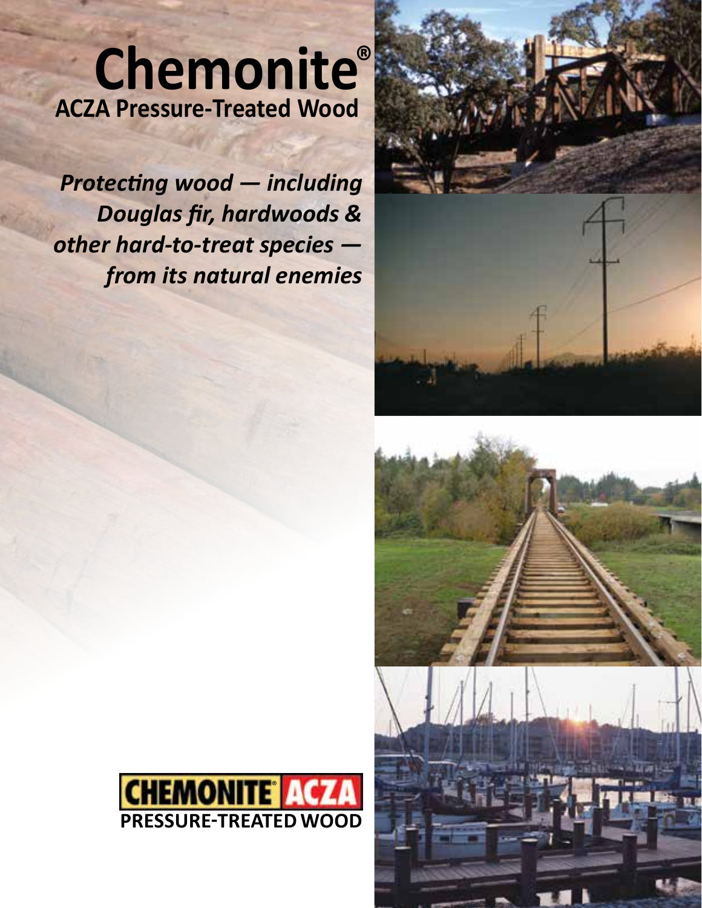# Chemonite®

## ACZA Pressure-Treated Wood

***Protecting wood — including Douglas fir, hardwoods & other hard-to-treat species — from its natural enemies***

**CHEMONITE® ACZA PRESSURE-TREATED WOOD**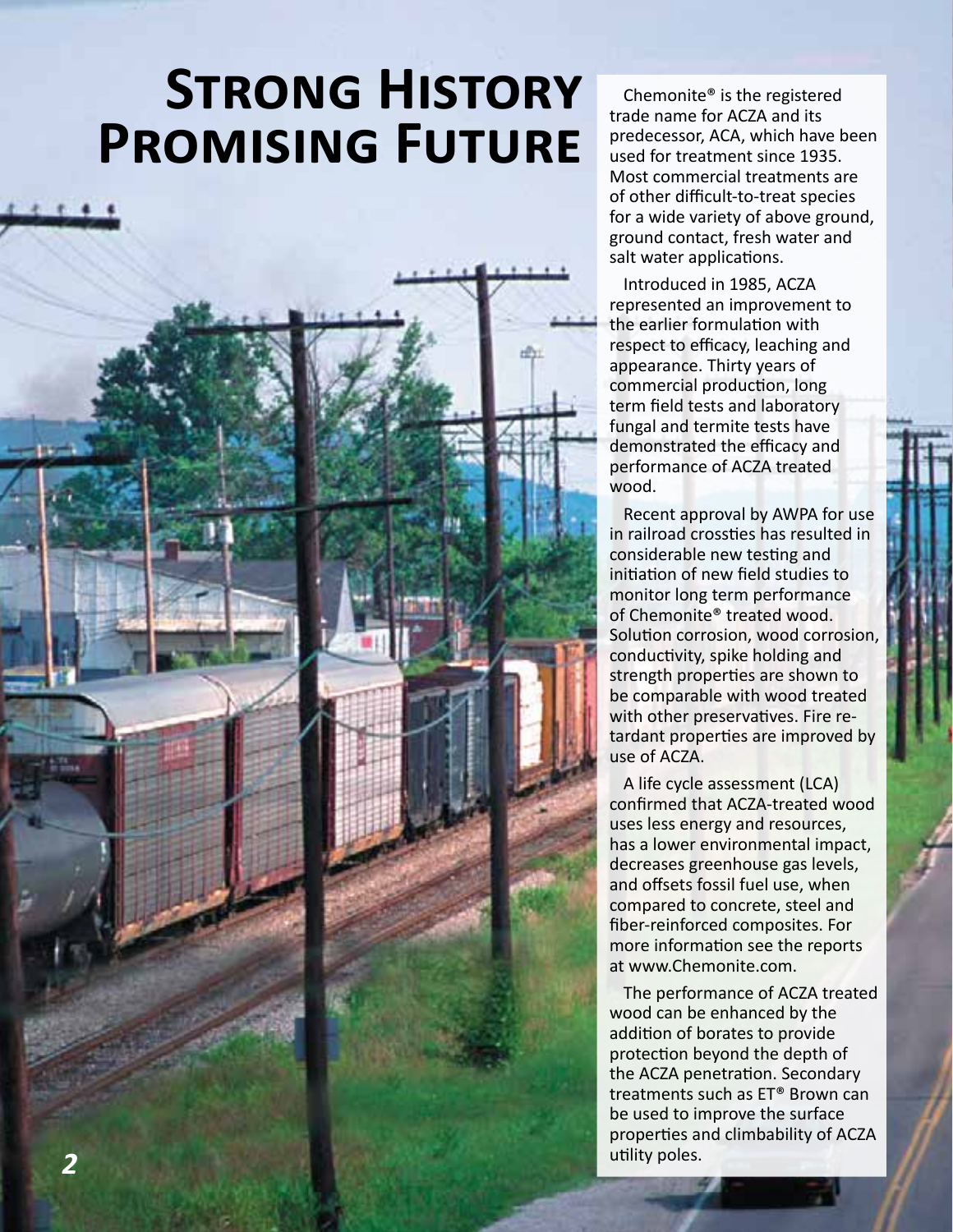# Strong History Promising Future

Chemonite® is the registered trade name for ACZA and its predecessor, ACA, which have been used for treatment since 1935. Most commercial treatments are of other difficult-to-treat species for a wide variety of above ground, ground contact, fresh water and salt water applications.

Introduced in 1985, ACZA represented an improvement to the earlier formulation with respect to efficacy, leaching and appearance. Thirty years of commercial production, long term field tests and laboratory fungal and termite tests have demonstrated the efficacy and performance of ACZA treated wood.

Recent approval by AWPA for use in railroad crossties has resulted in considerable new testing and initiation of new field studies to monitor long term performance of Chemonite® treated wood. Solution corrosion, wood corrosion, conductivity, spike holding and strength properties are shown to be comparable with wood treated with other preservatives. Fire retardant properties are improved by use of ACZA.

A life cycle assessment (LCA) confirmed that ACZA-treated wood uses less energy and resources, has a lower environmental impact, decreases greenhouse gas levels, and offsets fossil fuel use, when compared to concrete, steel and fiber-reinforced composites. For more information see the reports at www.Chemonite.com.

The performance of ACZA treated wood can be enhanced by the addition of borates to provide protection beyond the depth of the ACZA penetration. Secondary treatments such as ET® Brown can be used to improve the surface properties and climbability of ACZA utility poles.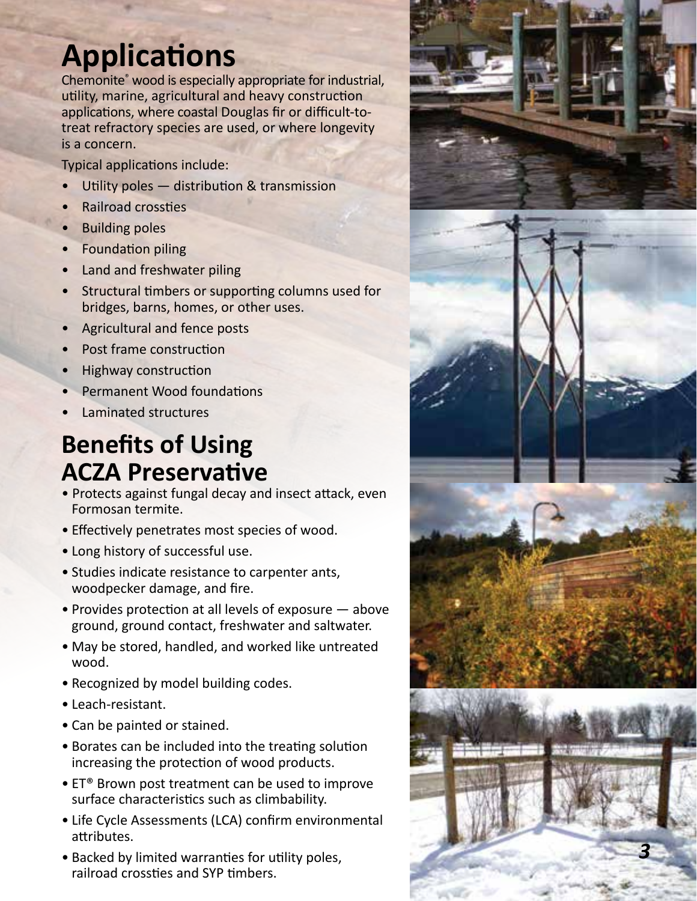# Applications

Chemonite® wood is especially appropriate for industrial, utility, marine, agricultural and heavy construction applications, where coastal Douglas fir or difficult-to-treat refractory species are used, or where longevity is a concern.

Typical applications include:

- Utility poles — distribution & transmission
- Railroad crossties
- Building poles
- Foundation piling
- Land and freshwater piling
- Structural timbers or supporting columns used for bridges, barns, homes, or other uses.
- Agricultural and fence posts
- Post frame construction
- Highway construction
- Permanent Wood foundations
- Laminated structures

# Benefits of Using ACZA Preservative

- Protects against fungal decay and insect attack, even Formosan termite.
- Effectively penetrates most species of wood.
- Long history of successful use.
- Studies indicate resistance to carpenter ants, woodpecker damage, and fire.
- Provides protection at all levels of exposure — above ground, ground contact, freshwater and saltwater.
- May be stored, handled, and worked like untreated wood.
- Recognized by model building codes.
- Leach-resistant.
- Can be painted or stained.
- Borates can be included into the treating solution increasing the protection of wood products.
- ET® Brown post treatment can be used to improve surface characteristics such as climbability.
- Life Cycle Assessments (LCA) confirm environmental attributes.
- Backed by limited warranties for utility poles, railroad crossties and SYP timbers.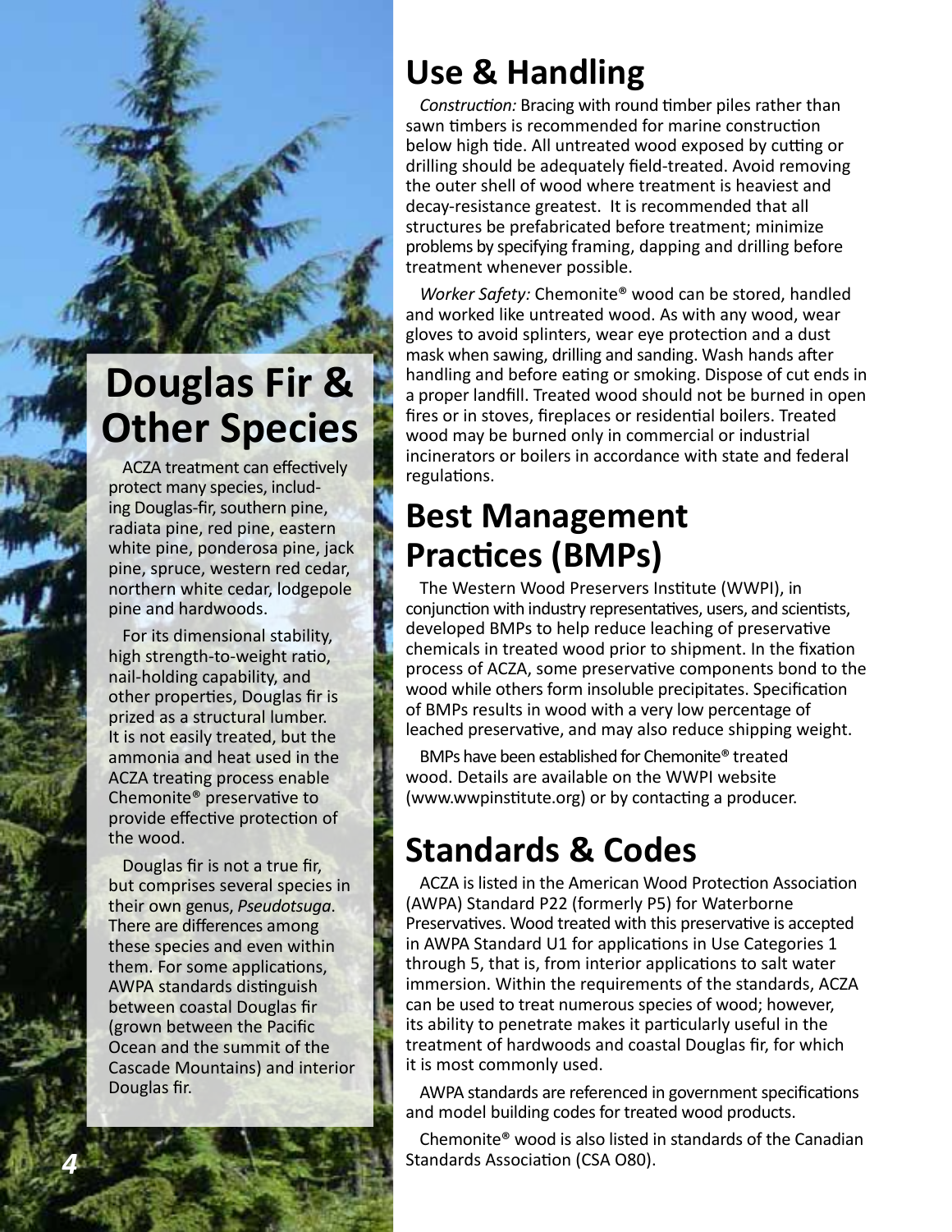# Douglas Fir & Other Species

ACZA treatment can effectively protect many species, including Douglas-fir, southern pine, radiata pine, red pine, eastern white pine, ponderosa pine, jack pine, spruce, western red cedar, northern white cedar, lodgepole pine and hardwoods.

For its dimensional stability, high strength-to-weight ratio, nail-holding capability, and other properties, Douglas fir is prized as a structural lumber. It is not easily treated, but the ammonia and heat used in the ACZA treating process enable Chemonite® preservative to provide effective protection of the wood.

Douglas fir is not a true fir, but comprises several species in their own genus, *Pseudotsuga*. There are differences among these species and even within them. For some applications, AWPA standards distinguish between coastal Douglas fir (grown between the Pacific Ocean and the summit of the Cascade Mountains) and interior Douglas fir.

# Use & Handling

*Construction:* Bracing with round timber piles rather than sawn timbers is recommended for marine construction below high tide. All untreated wood exposed by cutting or drilling should be adequately field-treated. Avoid removing the outer shell of wood where treatment is heaviest and decay-resistance greatest. It is recommended that all structures be prefabricated before treatment; minimize problems by specifying framing, dapping and drilling before treatment whenever possible.

*Worker Safety:* Chemonite® wood can be stored, handled and worked like untreated wood. As with any wood, wear gloves to avoid splinters, wear eye protection and a dust mask when sawing, drilling and sanding. Wash hands after handling and before eating or smoking. Dispose of cut ends in a proper landfill. Treated wood should not be burned in open fires or in stoves, fireplaces or residential boilers. Treated wood may be burned only in commercial or industrial incinerators or boilers in accordance with state and federal regulations.

# Best Management Practices (BMPs)

The Western Wood Preservers Institute (WWPI), in conjunction with industry representatives, users, and scientists, developed BMPs to help reduce leaching of preservative chemicals in treated wood prior to shipment. In the fixation process of ACZA, some preservative components bond to the wood while others form insoluble precipitates. Specification of BMPs results in wood with a very low percentage of leached preservative, and may also reduce shipping weight.

BMPs have been established for Chemonite® treated wood. Details are available on the WWPI website (www.wwpinstitute.org) or by contacting a producer.

# Standards & Codes

ACZA is listed in the American Wood Protection Association (AWPA) Standard P22 (formerly P5) for Waterborne Preservatives. Wood treated with this preservative is accepted in AWPA Standard U1 for applications in Use Categories 1 through 5, that is, from interior applications to salt water immersion. Within the requirements of the standards, ACZA can be used to treat numerous species of wood; however, its ability to penetrate makes it particularly useful in the treatment of hardwoods and coastal Douglas fir, for which it is most commonly used.

AWPA standards are referenced in government specifications and model building codes for treated wood products.

Chemonite® wood is also listed in standards of the Canadian Standards Association (CSA O80).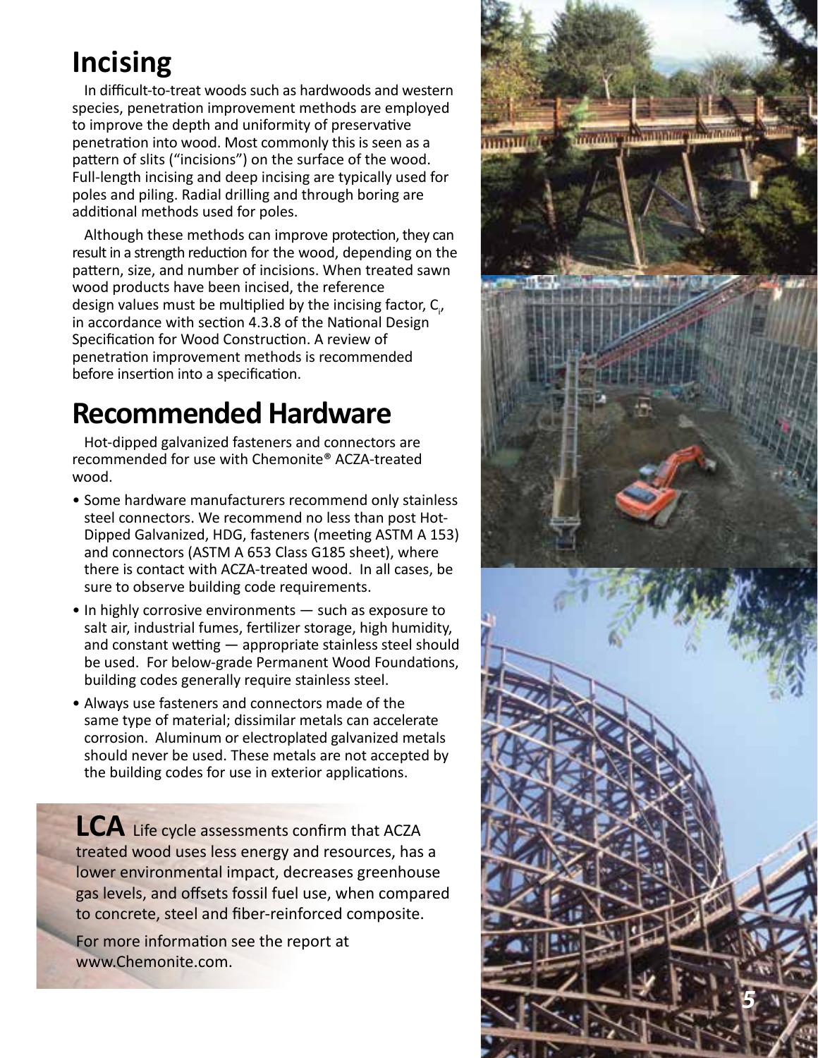# Incising

In difficult-to-treat woods such as hardwoods and western species, penetration improvement methods are employed to improve the depth and uniformity of preservative penetration into wood. Most commonly this is seen as a pattern of slits ("incisions") on the surface of the wood. Full-length incising and deep incising are typically used for poles and piling. Radial drilling and through boring are additional methods used for poles.

Although these methods can improve protection, they can result in a strength reduction for the wood, depending on the pattern, size, and number of incisions. When treated sawn wood products have been incised, the reference design values must be multiplied by the incising factor, $C_i$, in accordance with section 4.3.8 of the National Design Specification for Wood Construction. A review of penetration improvement methods is recommended before insertion into a specification.

# Recommended Hardware

Hot-dipped galvanized fasteners and connectors are recommended for use with Chemonite® ACZA-treated wood.

- Some hardware manufacturers recommend only stainless steel connectors. We recommend no less than post Hot-Dipped Galvanized, HDG, fasteners (meeting ASTM A 153) and connectors (ASTM A 653 Class G185 sheet), where there is contact with ACZA-treated wood. In all cases, be sure to observe building code requirements.
- In highly corrosive environments — such as exposure to salt air, industrial fumes, fertilizer storage, high humidity, and constant wetting — appropriate stainless steel should be used. For below-grade Permanent Wood Foundations, building codes generally require stainless steel.
- Always use fasteners and connectors made of the same type of material; dissimilar metals can accelerate corrosion. Aluminum or electroplated galvanized metals should never be used. These metals are not accepted by the building codes for use in exterior applications.

**LCA** Life cycle assessments confirm that ACZA treated wood uses less energy and resources, has a lower environmental impact, decreases greenhouse gas levels, and offsets fossil fuel use, when compared to concrete, steel and fiber-reinforced composite.

For more information see the report at www.Chemonite.com.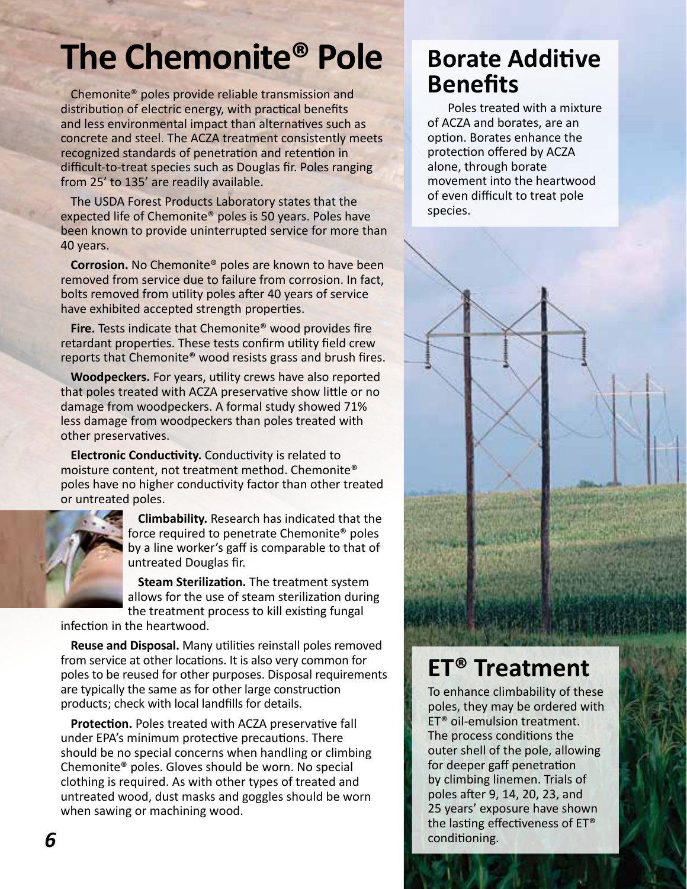# The Chemonite® Pole

Chemonite® poles provide reliable transmission and distribution of electric energy, with practical benefits and less environmental impact than alternatives such as concrete and steel. The ACZA treatment consistently meets recognized standards of penetration and retention in difficult-to-treat species such as Douglas fir. Poles ranging from 25' to 135' are readily available.

The USDA Forest Products Laboratory states that the expected life of Chemonite® poles is 50 years. Poles have been known to provide uninterrupted service for more than 40 years.

**Corrosion.** No Chemonite® poles are known to have been removed from service due to failure from corrosion. In fact, bolts removed from utility poles after 40 years of service have exhibited accepted strength properties.

**Fire.** Tests indicate that Chemonite® wood provides fire retardant properties. These tests confirm utility field crew reports that Chemonite® wood resists grass and brush fires.

**Woodpeckers.** For years, utility crews have also reported that poles treated with ACZA preservative show little or no damage from woodpeckers. A formal study showed 71% less damage from woodpeckers than poles treated with other preservatives.

**Electronic Conductivity.** Conductivity is related to moisture content, not treatment method. Chemonite® poles have no higher conductivity factor than other treated or untreated poles.

**Climbability.** Research has indicated that the force required to penetrate Chemonite® poles by a line worker's gaff is comparable to that of untreated Douglas fir.

**Steam Sterilization.** The treatment system allows for the use of steam sterilization during the treatment process to kill existing fungal infection in the heartwood.

**Reuse and Disposal.** Many utilities reinstall poles removed from service at other locations. It is also very common for poles to be reused for other purposes. Disposal requirements are typically the same as for other large construction products; check with local landfills for details.

**Protection.** Poles treated with ACZA preservative fall under EPA's minimum protective precautions. There should be no special concerns when handling or climbing Chemonite® poles. Gloves should be worn. No special clothing is required. As with other types of treated and untreated wood, dust masks and goggles should be worn when sawing or machining wood.

## Borate Additive Benefits

Poles treated with a mixture of ACZA and borates, are an option. Borates enhance the protection offered by ACZA alone, through borate movement into the heartwood of even difficult to treat pole species.

## ET® Treatment

To enhance climbability of these poles, they may be ordered with ET® oil-emulsion treatment. The process conditions the outer shell of the pole, allowing for deeper gaff penetration by climbing linemen. Trials of poles after 9, 14, 20, 23, and 25 years' exposure have shown the lasting effectiveness of ET® conditioning.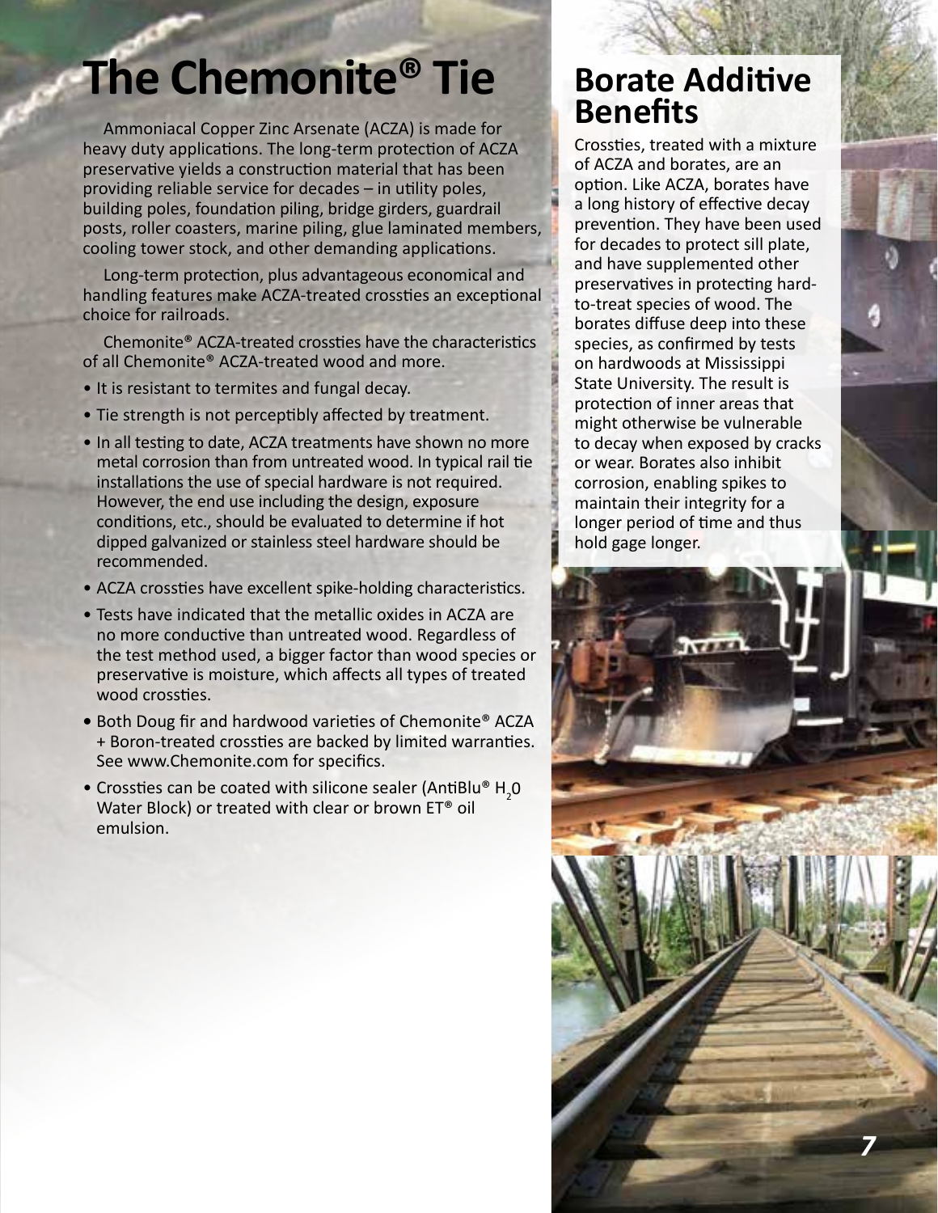# The Chemonite® Tie

Ammoniacal Copper Zinc Arsenate (ACZA) is made for heavy duty applications. The long-term protection of ACZA preservative yields a construction material that has been providing reliable service for decades – in utility poles, building poles, foundation piling, bridge girders, guardrail posts, roller coasters, marine piling, glue laminated members, cooling tower stock, and other demanding applications.

Long-term protection, plus advantageous economical and handling features make ACZA-treated crossties an exceptional choice for railroads.

Chemonite® ACZA-treated crossties have the characteristics of all Chemonite® ACZA-treated wood and more.

- It is resistant to termites and fungal decay.
- Tie strength is not perceptibly affected by treatment.
- In all testing to date, ACZA treatments have shown no more metal corrosion than from untreated wood. In typical rail tie installations the use of special hardware is not required. However, the end use including the design, exposure conditions, etc., should be evaluated to determine if hot dipped galvanized or stainless steel hardware should be recommended.
- ACZA crossties have excellent spike-holding characteristics.
- Tests have indicated that the metallic oxides in ACZA are no more conductive than untreated wood. Regardless of the test method used, a bigger factor than wood species or preservative is moisture, which affects all types of treated wood crossties.
- Both Doug fir and hardwood varieties of Chemonite® ACZA + Boron-treated crossties are backed by limited warranties. See www.Chemonite.com for specifics.
- Crossties can be coated with silicone sealer (AntiBlu® $H_20$ Water Block) or treated with clear or brown ET® oil emulsion.

## Borate Additive Benefits

Crossties, treated with a mixture of ACZA and borates, are an option. Like ACZA, borates have a long history of effective decay prevention. They have been used for decades to protect sill plate, and have supplemented other preservatives in protecting hard-to-treat species of wood. The borates diffuse deep into these species, as confirmed by tests on hardwoods at Mississippi State University. The result is protection of inner areas that might otherwise be vulnerable to decay when exposed by cracks or wear. Borates also inhibit corrosion, enabling spikes to maintain their integrity for a longer period of time and thus hold gage longer.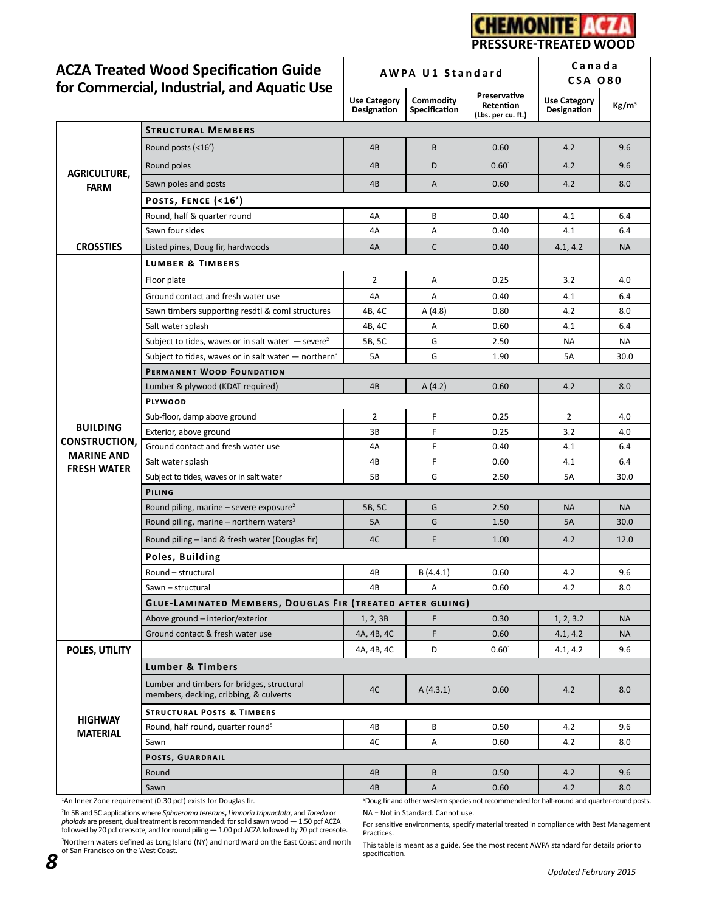**CHEMONITE ACZA**
**PRESSURE-TREATED WOOD**

## ACZA Treated Wood Specification Guide for Commercial, Industrial, and Aquatic Use

| | | AWPA U1 Standard | | | Canada CSA O80 | |
|---|---|---|---|---|---|---|
| | | Use Category Designation | Commodity Specification | Preservative Retention (Lbs. per cu. ft.) | Use Category Designation | Kg/m³ |
| **AGRICULTURE, FARM** | **STRUCTURAL MEMBERS** | | | | | |
| | Round posts (<16') | 4B | B | 0.60 | 4.2 | 9.6 |
| | Round poles | 4B | D | 0.60[1] | 4.2 | 9.6 |
| | Sawn poles and posts | 4B | A | 0.60 | 4.2 | 8.0 |
| | **POSTS, FENCE (<16')** | | | | | |
| | Round, half & quarter round | 4A | B | 0.40 | 4.1 | 6.4 |
| | Sawn four sides | 4A | A | 0.40 | 4.1 | 6.4 |
| **CROSSTIES** | Listed pines, Doug fir, hardwoods | 4A | C | 0.40 | 4.1, 4.2 | NA |
| **BUILDING CONSTRUCTION, MARINE AND FRESH WATER** | **LUMBER & TIMBERS** | | | | | |
| | Floor plate | 2 | A | 0.25 | 3.2 | 4.0 |
| | Ground contact and fresh water use | 4A | A | 0.40 | 4.1 | 6.4 |
| | Sawn timbers supporting resdtl & coml structures | 4B, 4C | A (4.8) | 0.80 | 4.2 | 8.0 |
| | Salt water splash | 4B, 4C | A | 0.60 | 4.1 | 6.4 |
| | Subject to tides, waves or in salt water — severe[2] | 5B, 5C | G | 2.50 | NA | NA |
| | Subject to tides, waves or in salt water — northern[3] | 5A | G | 1.90 | 5A | 30.0 |
| | **PERMANENT WOOD FOUNDATION** | | | | | |
| | Lumber & plywood (KDAT required) | 4B | A (4.2) | 0.60 | 4.2 | 8.0 |
| | **PLYWOOD** | | | | | |
| | Sub-floor, damp above ground | 2 | F | 0.25 | 2 | 4.0 |
| | Exterior, above ground | 3B | F | 0.25 | 3.2 | 4.0 |
| | Ground contact and fresh water use | 4A | F | 0.40 | 4.1 | 6.4 |
| | Salt water splash | 4B | F | 0.60 | 4.1 | 6.4 |
| | Subject to tides, waves or in salt water | 5B | G | 2.50 | 5A | 30.0 |
| | **PILING** | | | | | |
| | Round piling, marine – severe exposure[2] | 5B, 5C | G | 2.50 | NA | NA |
| | Round piling, marine – northern waters[3] | 5A | G | 1.50 | 5A | 30.0 |
| | Round piling – land & fresh water (Douglas fir) | 4C | E | 1.00 | 4.2 | 12.0 |
| | **Poles, Building** | | | | | |
| | Round – structural | 4B | B (4.4.1) | 0.60 | 4.2 | 9.6 |
| | Sawn – structural | 4B | A | 0.60 | 4.2 | 8.0 |
| | **GLUE-LAMINATED MEMBERS, DOUGLAS FIR (TREATED AFTER GLUING)** | | | | | |
| | Above ground – interior/exterior | 1, 2, 3B | F | 0.30 | 1, 2, 3.2 | NA |
| | Ground contact & fresh water use | 4A, 4B, 4C | F | 0.60 | 4.1, 4.2 | NA |
| **POLES, UTILITY** | | 4A, 4B, 4C | D | 0.60[1] | 4.1, 4.2 | 9.6 |
| **HIGHWAY MATERIAL** | **Lumber & Timbers** | | | | | |
| | Lumber and timbers for bridges, structural members, decking, cribbing, & culverts | 4C | A (4.3.1) | 0.60 | 4.2 | 8.0 |
| | **STRUCTURAL POSTS & TIMBERS** | | | | | |
| | Round, half round, quarter round[5] | 4B | B | 0.50 | 4.2 | 9.6 |
| | Sawn | 4C | A | 0.60 | 4.2 | 8.0 |
| | **POSTS, GUARDRAIL** | | | | | |
| | Round | 4B | B | 0.50 | 4.2 | 9.6 |
| | Sawn | 4B | A | 0.60 | 4.2 | 8.0 |

[1]An Inner Zone requirement (0.30 pcf) exists for Douglas fir.

[2]In 5B and 5C applications where *Sphaeroma terrerans*, *Limnoria tripunctata*, and *Toredo* or *pholads* are present, dual treatment is recommended: for solid sawn wood — 1.50 pcf ACZA followed by 20 pcf creosote, and for round piling — 1.00 pcf ACZA followed by 20 pcf creosote.

[3]Northern waters defined as Long Island (NY) and northward on the East Coast and north of San Francisco on the West Coast.

[5]Doug fir and other western species not recommended for half-round and quarter-round posts.

NA = Not in Standard. Cannot use.

For sensitive environments, specify material treated in compliance with Best Management Practices.

This table is meant as a guide. See the most recent AWPA standard for details prior to specification.

*Updated February 2015*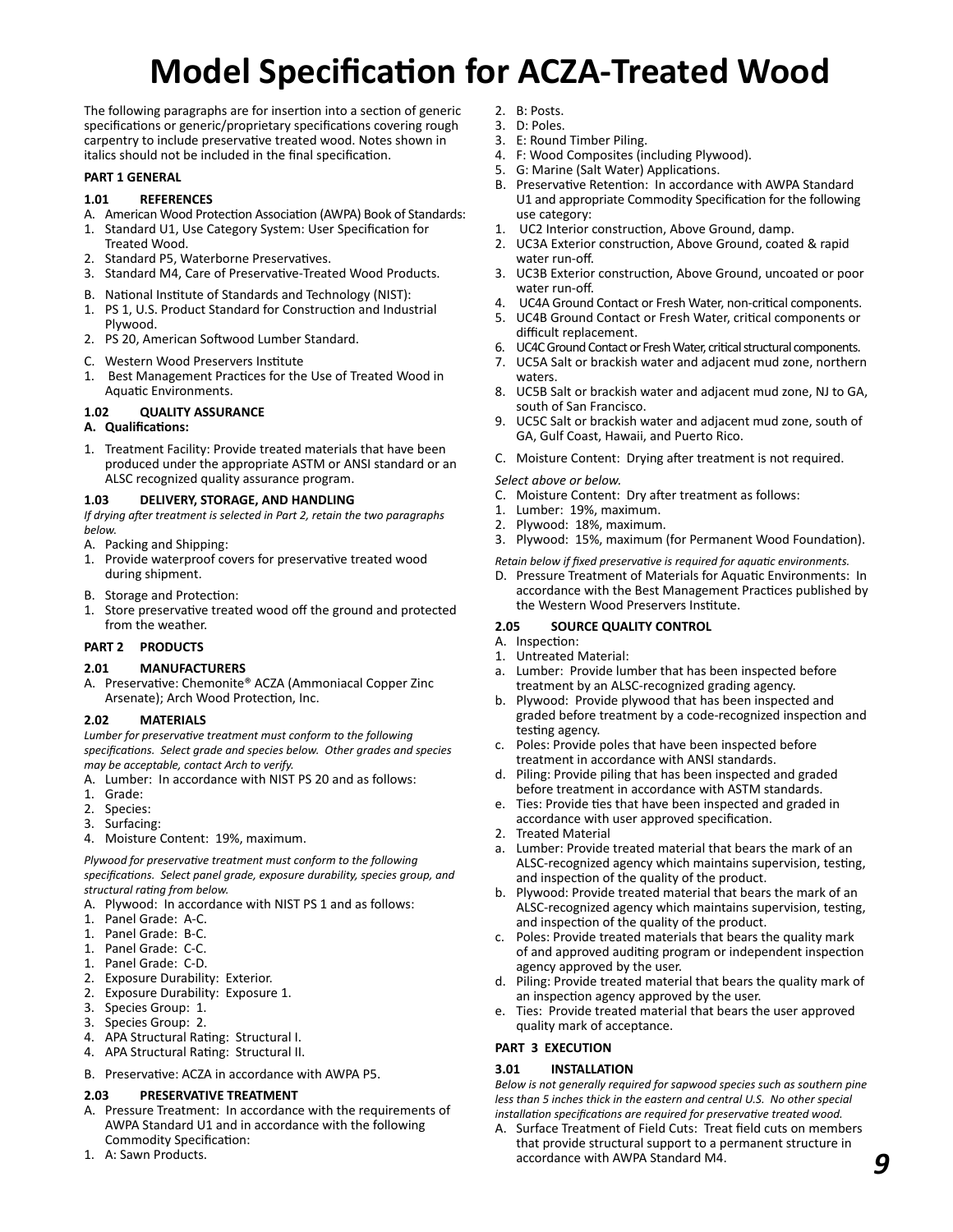# Model Specification for ACZA-Treated Wood

The following paragraphs are for insertion into a section of generic specifications or generic/proprietary specifications covering rough carpentry to include preservative treated wood. Notes shown in italics should not be included in the final specification.

**PART 1 GENERAL**

**1.01 REFERENCES**

A. American Wood Protection Association (AWPA) Book of Standards:
1. Standard U1, Use Category System: User Specification for Treated Wood.
2. Standard P5, Waterborne Preservatives.
3. Standard M4, Care of Preservative-Treated Wood Products.

B. National Institute of Standards and Technology (NIST):
1. PS 1, U.S. Product Standard for Construction and Industrial Plywood.
2. PS 20, American Softwood Lumber Standard.

C. Western Wood Preservers Institute
1. Best Management Practices for the Use of Treated Wood in Aquatic Environments.

**1.02 QUALITY ASSURANCE**

**A. Qualifications:**

1. Treatment Facility: Provide treated materials that have been produced under the appropriate ASTM or ANSI standard or an ALSC recognized quality assurance program.

**1.03 DELIVERY, STORAGE, AND HANDLING**

*If drying after treatment is selected in Part 2, retain the two paragraphs below.*

A. Packing and Shipping:
1. Provide waterproof covers for preservative treated wood during shipment.

B. Storage and Protection:
1. Store preservative treated wood off the ground and protected from the weather.

**PART 2 PRODUCTS**

**2.01 MANUFACTURERS**

A. Preservative: Chemonite® ACZA (Ammoniacal Copper Zinc Arsenate); Arch Wood Protection, Inc.

**2.02 MATERIALS**

*Lumber for preservative treatment must conform to the following specifications. Select grade and species below. Other grades and species may be acceptable, contact Arch to verify.*

A. Lumber: In accordance with NIST PS 20 and as follows:
1. Grade:
2. Species:
3. Surfacing:
4. Moisture Content: 19%, maximum.

*Plywood for preservative treatment must conform to the following specifications. Select panel grade, exposure durability, species group, and structural rating from below.*

A. Plywood: In accordance with NIST PS 1 and as follows:
1. Panel Grade: A-C.
1. Panel Grade: B-C.
1. Panel Grade: C-C.
1. Panel Grade: C-D.
2. Exposure Durability: Exterior.
2. Exposure Durability: Exposure 1.
3. Species Group: 1.
3. Species Group: 2.
4. APA Structural Rating: Structural I.
4. APA Structural Rating: Structural II.

B. Preservative: ACZA in accordance with AWPA P5.

**2.03 PRESERVATIVE TREATMENT**

A. Pressure Treatment: In accordance with the requirements of AWPA Standard U1 and in accordance with the following Commodity Specification:
1. A: Sawn Products.
2. B: Posts.
3. D: Poles.
4. E: Round Timber Piling.
4. F: Wood Composites (including Plywood).
5. G: Marine (Salt Water) Applications.

B. Preservative Retention: In accordance with AWPA Standard U1 and appropriate Commodity Specification for the following use category:
1. UC2 Interior construction, Above Ground, damp.
2. UC3A Exterior construction, Above Ground, coated & rapid water run-off.
3. UC3B Exterior construction, Above Ground, uncoated or poor water run-off.
4. UC4A Ground Contact or Fresh Water, non-critical components.
5. UC4B Ground Contact or Fresh Water, critical components or difficult replacement.
6. UC4C Ground Contact or Fresh Water, critical structural components.
7. UC5A Salt or brackish water and adjacent mud zone, northern waters.
8. UC5B Salt or brackish water and adjacent mud zone, NJ to GA, south of San Francisco.
9. UC5C Salt or brackish water and adjacent mud zone, south of GA, Gulf Coast, Hawaii, and Puerto Rico.

C. Moisture Content: Drying after treatment is not required.

*Select above or below.*

C. Moisture Content: Dry after treatment as follows:
1. Lumber: 19%, maximum.
2. Plywood: 18%, maximum.
3. Plywood: 15%, maximum (for Permanent Wood Foundation).

*Retain below if fixed preservative is required for aquatic environments.*

D. Pressure Treatment of Materials for Aquatic Environments: In accordance with the Best Management Practices published by the Western Wood Preservers Institute.

**2.05 SOURCE QUALITY CONTROL**

A. Inspection:
1. Untreated Material:
   a. Lumber: Provide lumber that has been inspected before treatment by an ALSC-recognized grading agency.
   b. Plywood: Provide plywood that has been inspected and graded before treatment by a code-recognized inspection and testing agency.
   c. Poles: Provide poles that have been inspected before treatment in accordance with ANSI standards.
   d. Piling: Provide piling that has been inspected and graded before treatment in accordance with ASTM standards.
   e. Ties: Provide ties that have been inspected and graded in accordance with user approved specification.
2. Treated Material
   a. Lumber: Provide treated material that bears the mark of an ALSC-recognized agency which maintains supervision, testing, and inspection of the quality of the product.
   b. Plywood: Provide treated material that bears the mark of an ALSC-recognized agency which maintains supervision, testing, and inspection of the quality of the product.
   c. Poles: Provide treated materials that bears the quality mark of and approved auditing program or independent inspection agency approved by the user.
   d. Piling: Provide treated material that bears the quality mark of an inspection agency approved by the user.
   e. Ties: Provide treated material that bears the user approved quality mark of acceptance.

**PART 3 EXECUTION**

**3.01 INSTALLATION**

*Below is not generally required for sapwood species such as southern pine less than 5 inches thick in the eastern and central U.S. No other special installation specifications are required for preservative treated wood.*

A. Surface Treatment of Field Cuts: Treat field cuts on members that provide structural support to a permanent structure in accordance with AWPA Standard M4.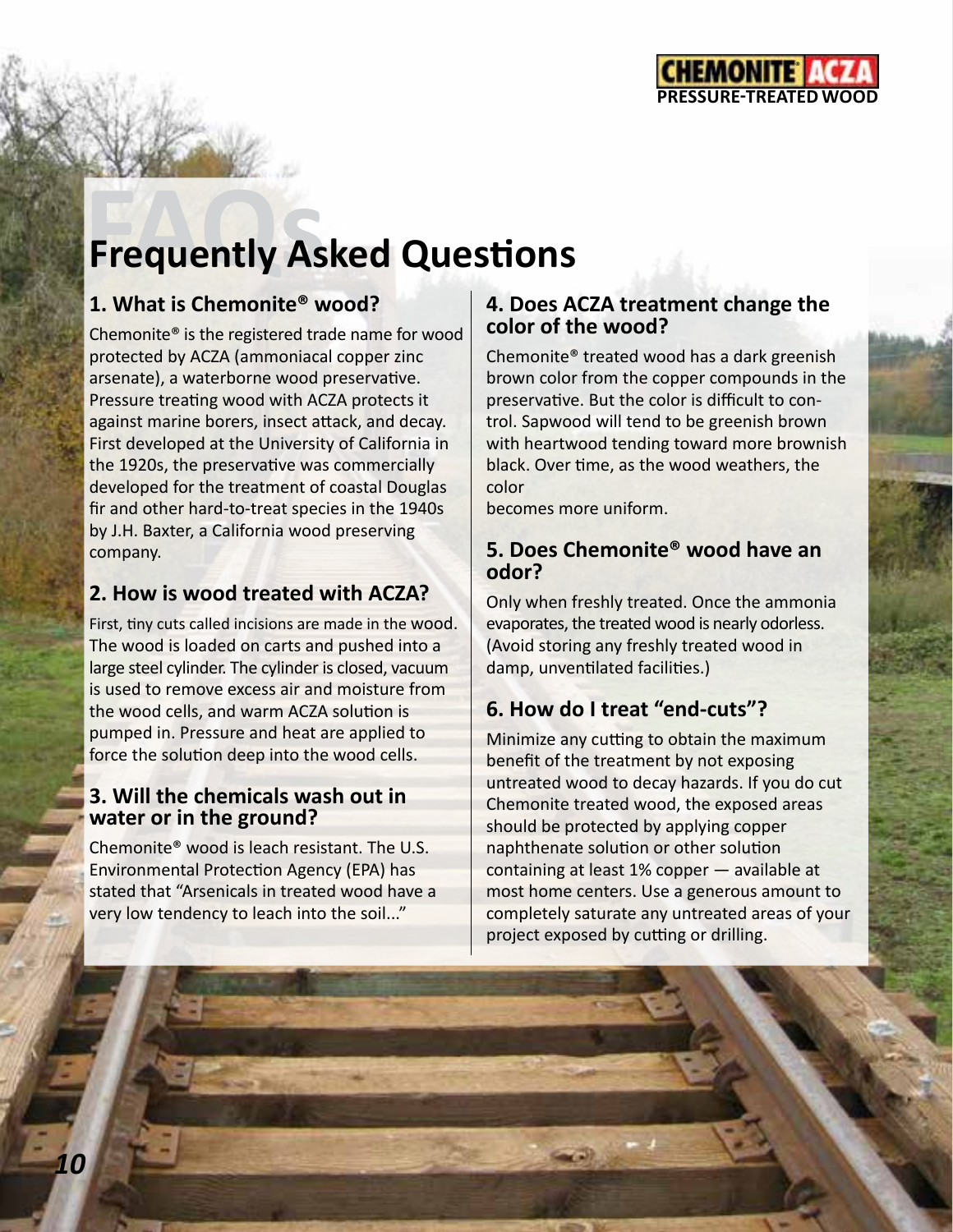# Frequently Asked Questions

### 1. What is Chemonite® wood?

Chemonite® is the registered trade name for wood protected by ACZA (ammoniacal copper zinc arsenate), a waterborne wood preservative. Pressure treating wood with ACZA protects it against marine borers, insect attack, and decay. First developed at the University of California in the 1920s, the preservative was commercially developed for the treatment of coastal Douglas fir and other hard-to-treat species in the 1940s by J.H. Baxter, a California wood preserving company.

### 2. How is wood treated with ACZA?

First, tiny cuts called incisions are made in the wood. The wood is loaded on carts and pushed into a large steel cylinder. The cylinder is closed, vacuum is used to remove excess air and moisture from the wood cells, and warm ACZA solution is pumped in. Pressure and heat are applied to force the solution deep into the wood cells.

### 3. Will the chemicals wash out in water or in the ground?

Chemonite® wood is leach resistant. The U.S. Environmental Protection Agency (EPA) has stated that "Arsenicals in treated wood have a very low tendency to leach into the soil..."

### 4. Does ACZA treatment change the color of the wood?

Chemonite® treated wood has a dark greenish brown color from the copper compounds in the preservative. But the color is difficult to control. Sapwood will tend to be greenish brown with heartwood tending toward more brownish black. Over time, as the wood weathers, the color becomes more uniform.

### 5. Does Chemonite® wood have an odor?

Only when freshly treated. Once the ammonia evaporates, the treated wood is nearly odorless. (Avoid storing any freshly treated wood in damp, unventilated facilities.)

### 6. How do I treat "end-cuts"?

Minimize any cutting to obtain the maximum benefit of the treatment by not exposing untreated wood to decay hazards. If you do cut Chemonite treated wood, the exposed areas should be protected by applying copper naphthenate solution or other solution containing at least 1% copper — available at most home centers. Use a generous amount to completely saturate any untreated areas of your project exposed by cutting or drilling.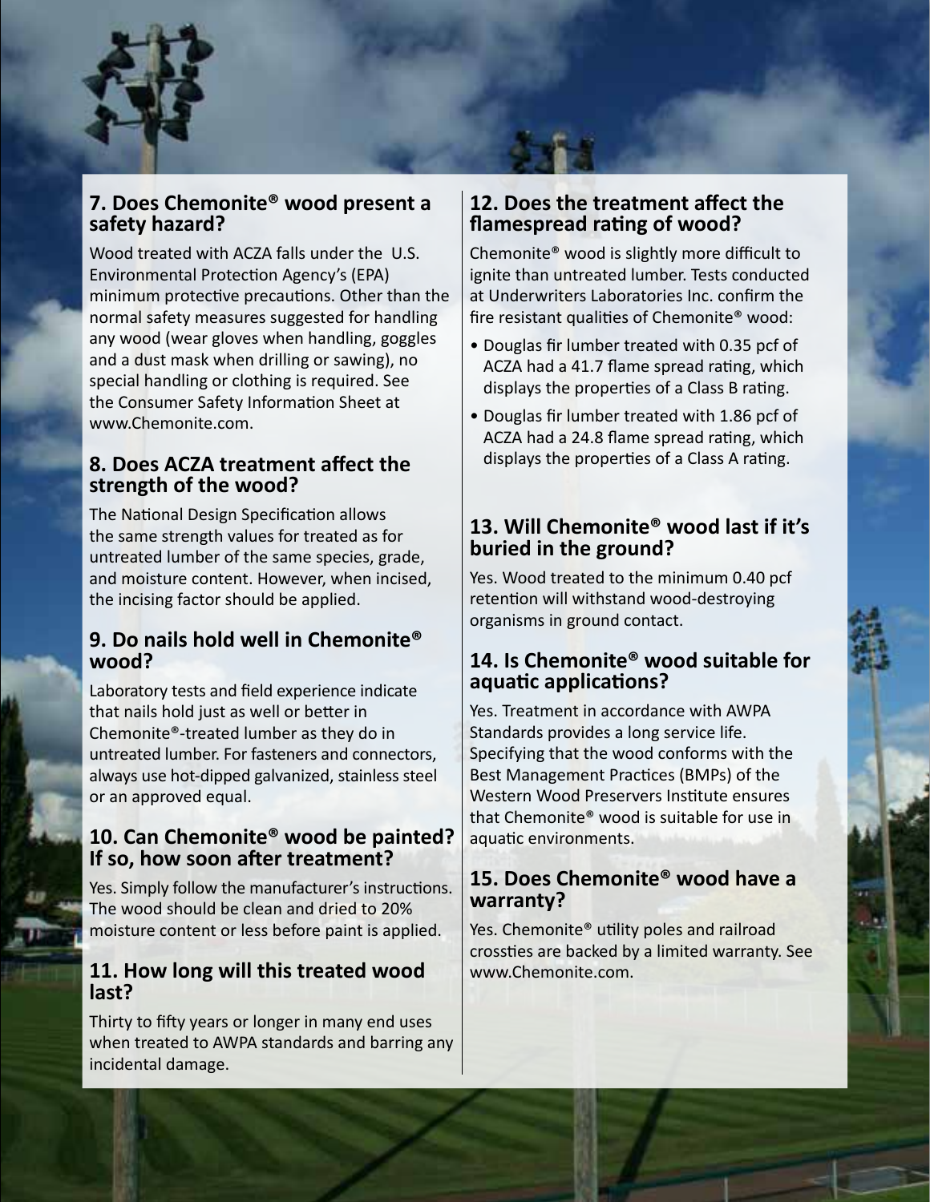## 7. Does Chemonite® wood present a safety hazard?

Wood treated with ACZA falls under the U.S. Environmental Protection Agency's (EPA) minimum protective precautions. Other than the normal safety measures suggested for handling any wood (wear gloves when handling, goggles and a dust mask when drilling or sawing), no special handling or clothing is required. See the Consumer Safety Information Sheet at www.Chemonite.com.

## 8. Does ACZA treatment affect the strength of the wood?

The National Design Specification allows the same strength values for treated as for untreated lumber of the same species, grade, and moisture content. However, when incised, the incising factor should be applied.

## 9. Do nails hold well in Chemonite® wood?

Laboratory tests and field experience indicate that nails hold just as well or better in Chemonite®-treated lumber as they do in untreated lumber. For fasteners and connectors, always use hot-dipped galvanized, stainless steel or an approved equal.

## 10. Can Chemonite® wood be painted? If so, how soon after treatment?

Yes. Simply follow the manufacturer's instructions. The wood should be clean and dried to 20% moisture content or less before paint is applied.

## 11. How long will this treated wood last?

Thirty to fifty years or longer in many end uses when treated to AWPA standards and barring any incidental damage.

## 12. Does the treatment affect the flamespread rating of wood?

Chemonite® wood is slightly more difficult to ignite than untreated lumber. Tests conducted at Underwriters Laboratories Inc. confirm the fire resistant qualities of Chemonite® wood:

- Douglas fir lumber treated with 0.35 pcf of ACZA had a 41.7 flame spread rating, which displays the properties of a Class B rating.
- Douglas fir lumber treated with 1.86 pcf of ACZA had a 24.8 flame spread rating, which displays the properties of a Class A rating.

## 13. Will Chemonite® wood last if it's buried in the ground?

Yes. Wood treated to the minimum 0.40 pcf retention will withstand wood-destroying organisms in ground contact.

## 14. Is Chemonite® wood suitable for aquatic applications?

Yes. Treatment in accordance with AWPA Standards provides a long service life. Specifying that the wood conforms with the Best Management Practices (BMPs) of the Western Wood Preservers Institute ensures that Chemonite® wood is suitable for use in aquatic environments.

## 15. Does Chemonite® wood have a warranty?

Yes. Chemonite® utility poles and railroad crossties are backed by a limited warranty. See www.Chemonite.com.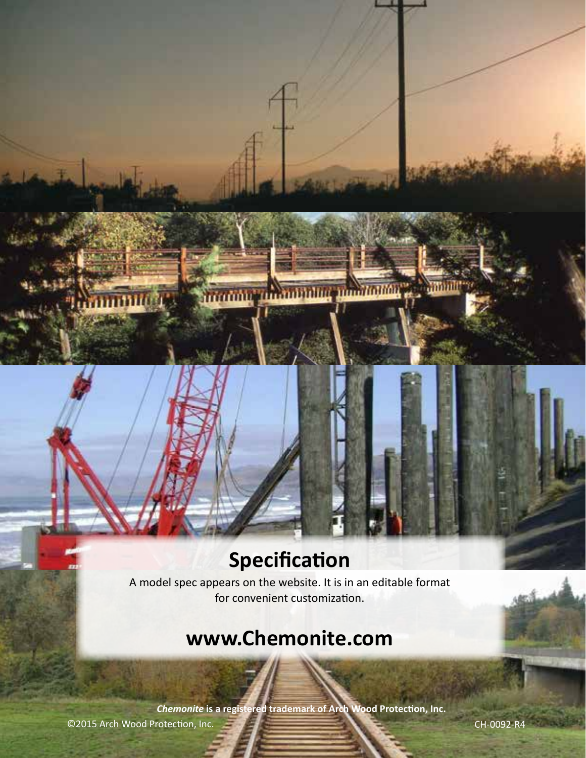## Specification

A model spec appears on the website. It is in an editable format for convenient customization.

## www.Chemonite.com

***Chemonite*** **is a registered trademark of Arch Wood Protection, Inc.**

©2015 Arch Wood Protection, Inc.

CH-0092-R4